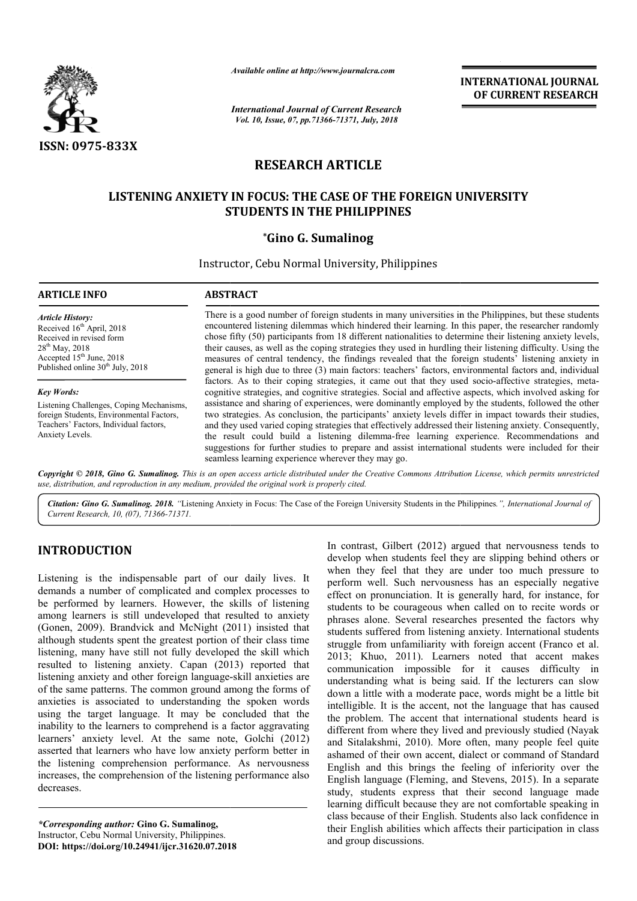*Available online at http://www.journalcra.com*

*International Journal of Current Research*
*Vol. 10, Issue, 07, pp.71366-71371, July, 2018*

**INTERNATIONAL JOURNAL OF CURRENT RESEARCH**

ISSN: 0975-833X

## RESEARCH ARTICLE

# LISTENING ANXIETY IN FOCUS: THE CASE OF THE FOREIGN UNIVERSITY STUDENTS IN THE PHILIPPINES

**\*Gino G. Sumalinog**

Instructor, Cebu Normal University, Philippines

**ARTICLE INFO**

*Article History:*
Received 16th April, 2018
Received in revised form
28th May, 2018
Accepted 15th June, 2018
Published online 30th July, 2018

*Key Words:*
Listening Challenges, Coping Mechanisms, foreign Students, Environmental Factors, Teachers' Factors, Individual factors, Anxiety Levels.

**ABSTRACT**

There is a good number of foreign students in many universities in the Philippines, but these students encountered listening dilemmas which hindered their learning. In this paper, the researcher randomly chose fifty (50) participants from 18 different nationalities to determine their listening anxiety levels, their causes, as well as the coping strategies they used in hurdling their listening difficulty. Using the measures of central tendency, the findings revealed that the foreign students' listening anxiety in general is high due to three (3) main factors: teachers' factors, environmental factors and, individual factors. As to their coping strategies, it came out that they used socio-affective strategies, meta-cognitive strategies, and cognitive strategies. Social and affective aspects, which involved asking for assistance and sharing of experiences, were dominantly employed by the students, followed the other two strategies. As conclusion, the participants' anxiety levels differ in impact towards their studies, and they used varied coping strategies that effectively addressed their listening anxiety. Consequently, the result could build a listening dilemma-free learning experience. Recommendations and suggestions for further studies to prepare and assist international students were included for their seamless learning experience wherever they may go.

*Copyright © 2018, Gino G. Sumalinog. This is an open access article distributed under the Creative Commons Attribution License, which permits unrestricted use, distribution, and reproduction in any medium, provided the original work is properly cited.*

***Citation: Gino G. Sumalinog. 2018.** "Listening Anxiety in Focus: The Case of the Foreign University Students in the Philippines.", International Journal of Current Research, 10, (07), 71366-71371.*

## INTRODUCTION

Listening is the indispensable part of our daily lives. It demands a number of complicated and complex processes to be performed by learners. However, the skills of listening among learners is still undeveloped that resulted to anxiety (Gonen, 2009). Brandvick and McNight (2011) insisted that although students spent the greatest portion of their class time listening, many have still not fully developed the skill which resulted to listening anxiety. Capan (2013) reported that listening anxiety and other foreign language-skill anxieties are of the same patterns. The common ground among the forms of anxieties is associated to understanding the spoken words using the target language. It may be concluded that the inability to the learners to comprehend is a factor aggravating learners' anxiety level. At the same note, Golchi (2012) asserted that learners who have low anxiety perform better in the listening comprehension performance. As nervousness increases, the comprehension of the listening performance also decreases.

In contrast, Gilbert (2012) argued that nervousness tends to develop when students feel they are slipping behind others or when they feel that they are under too much pressure to perform well. Such nervousness has an especially negative effect on pronunciation. It is generally hard, for instance, for students to be courageous when called on to recite words or phrases alone. Several researches presented the factors why students suffered from listening anxiety. International students struggle from unfamiliarity with foreign accent (Franco et al. 2013; Khuo, 2011). Learners noted that accent makes communication impossible for it causes difficulty in understanding what is being said. If the lecturers can slow down a little with a moderate pace, words might be a little bit intelligible. It is the accent, not the language that has caused the problem. The accent that international students heard is different from where they lived and previously studied (Nayak and Sitalakshmi, 2010). More often, many people feel quite ashamed of their own accent, dialect or command of Standard English and this brings the feeling of inferiority over the English language (Fleming, and Stevens, 2015). In a separate study, students express that their second language made learning difficult because they are not comfortable speaking in class because of their English. Students also lack confidence in their English abilities which affects their participation in class and group discussions.

***\*Corresponding author:*** **Gino G. Sumalinog,**
Instructor, Cebu Normal University, Philippines.
**DOI: https://doi.org/10.24941/ijcr.31620.07.2018**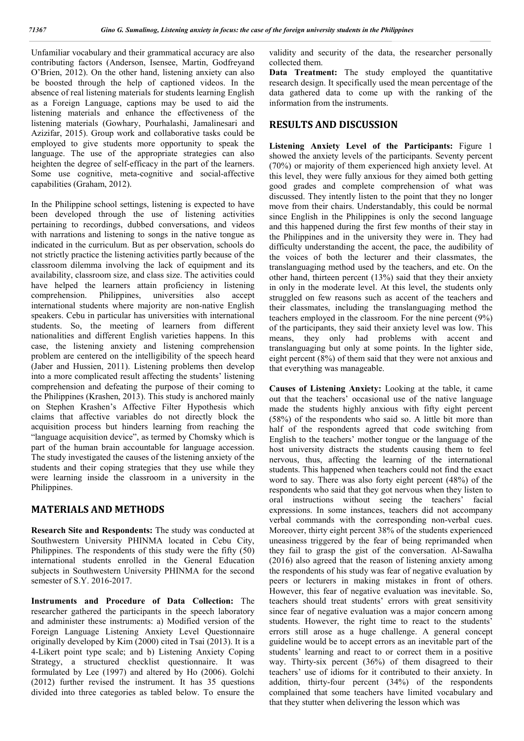Unfamiliar vocabulary and their grammatical accuracy are also contributing factors (Anderson, Isensee, Martin, Godfreyand O'Brien, 2012). On the other hand, listening anxiety can also be boosted through the help of captioned videos. In the absence of real listening materials for students learning English as a Foreign Language, captions may be used to aid the listening materials and enhance the effectiveness of the listening materials (Gowhary, Pourhalashi, Jamalinesari and Azizifar, 2015). Group work and collaborative tasks could be employed to give students more opportunity to speak the language. The use of the appropriate strategies can also heighten the degree of self-efficacy in the part of the learners. Some use cognitive, meta-cognitive and social-affective capabilities (Graham, 2012).

In the Philippine school settings, listening is expected to have been developed through the use of listening activities pertaining to recordings, dubbed conversations, and videos with narrations and listening to songs in the native tongue as indicated in the curriculum. But as per observation, schools do not strictly practice the listening activities partly because of the classroom dilemma involving the lack of equipment and its availability, classroom size, and class size. The activities could have helped the learners attain proficiency in listening comprehension. Philippines, universities also accept international students where majority are non-native English speakers. Cebu in particular has universities with international students. So, the meeting of learners from different nationalities and different English varieties happens. In this case, the listening anxiety and listening comprehension problem are centered on the intelligibility of the speech heard (Jaber and Hussien, 2011). Listening problems then develop into a more complicated result affecting the students' listening comprehension and defeating the purpose of their coming to the Philippines (Krashen, 2013). This study is anchored mainly on Stephen Krashen's Affective Filter Hypothesis which claims that affective variables do not directly block the acquisition process but hinders learning from reaching the "language acquisition device", as termed by Chomsky which is part of the human brain accountable for language accession. The study investigated the causes of the listening anxiety of the students and their coping strategies that they use while they were learning inside the classroom in a university in the Philippines.

## MATERIALS AND METHODS

**Research Site and Respondents:** The study was conducted at Southwestern University PHINMA located in Cebu City, Philippines. The respondents of this study were the fifty (50) international students enrolled in the General Education subjects in Southwestern University PHINMA for the second semester of S.Y. 2016-2017.

**Instruments and Procedure of Data Collection:** The researcher gathered the participants in the speech laboratory and administer these instruments: a) Modified version of the Foreign Language Listening Anxiety Level Questionnaire originally developed by Kim (2000) cited in Tsai (2013). It is a 4-Likert point type scale; and b) Listening Anxiety Coping Strategy, a structured checklist questionnaire. It was formulated by Lee (1997) and altered by Ho (2006). Golchi (2012) further revised the instrument. It has 35 questions divided into three categories as tabled below. To ensure the validity and security of the data, the researcher personally collected them.

**Data Treatment:** The study employed the quantitative research design. It specifically used the mean percentage of the data gathered data to come up with the ranking of the information from the instruments.

## RESULTS AND DISCUSSION

**Listening Anxiety Level of the Participants:** Figure 1 showed the anxiety levels of the participants. Seventy percent (70%) or majority of them experienced high anxiety level. At this level, they were fully anxious for they aimed both getting good grades and complete comprehension of what was discussed. They intently listen to the point that they no longer move from their chairs. Understandably, this could be normal since English in the Philippines is only the second language and this happened during the first few months of their stay in the Philippines and in the university they were in. They had difficulty understanding the accent, the pace, the audibility of the voices of both the lecturer and their classmates, the translanguaging method used by the teachers, and etc. On the other hand, thirteen percent (13%) said that they their anxiety in only in the moderate level. At this level, the students only struggled on few reasons such as accent of the teachers and their classmates, including the translanguaging method the teachers employed in the classroom. For the nine percent (9%) of the participants, they said their anxiety level was low. This means, they only had problems with accent and translanguaging but only at some points. In the lighter side, eight percent (8%) of them said that they were not anxious and that everything was manageable.

**Causes of Listening Anxiety:** Looking at the table, it came out that the teachers' occasional use of the native language made the students highly anxious with fifty eight percent (58%) of the respondents who said so. A little bit more than half of the respondents agreed that code switching from English to the teachers' mother tongue or the language of the host university distracts the students causing them to feel nervous, thus, affecting the learning of the international students. This happened when teachers could not find the exact word to say. There was also forty eight percent (48%) of the respondents who said that they got nervous when they listen to oral instructions without seeing the teachers' facial expressions. In some instances, teachers did not accompany verbal commands with the corresponding non-verbal cues. Moreover, thirty eight percent 38% of the students experienced uneasiness triggered by the fear of being reprimanded when they fail to grasp the gist of the conversation. Al-Sawalha (2016) also agreed that the reason of listening anxiety among the respondents of his study was fear of negative evaluation by peers or lecturers in making mistakes in front of others. However, this fear of negative evaluation was inevitable. So, teachers should treat students' errors with great sensitivity since fear of negative evaluation was a major concern among students. However, the right time to react to the students' errors still arose as a huge challenge. A general concept guideline would be to accept errors as an inevitable part of the students' learning and react to or correct them in a positive way. Thirty-six percent (36%) of them disagreed to their teachers' use of idioms for it contributed to their anxiety. In addition, thirty-four percent (34%) of the respondents complained that some teachers have limited vocabulary and that they stutter when delivering the lesson which was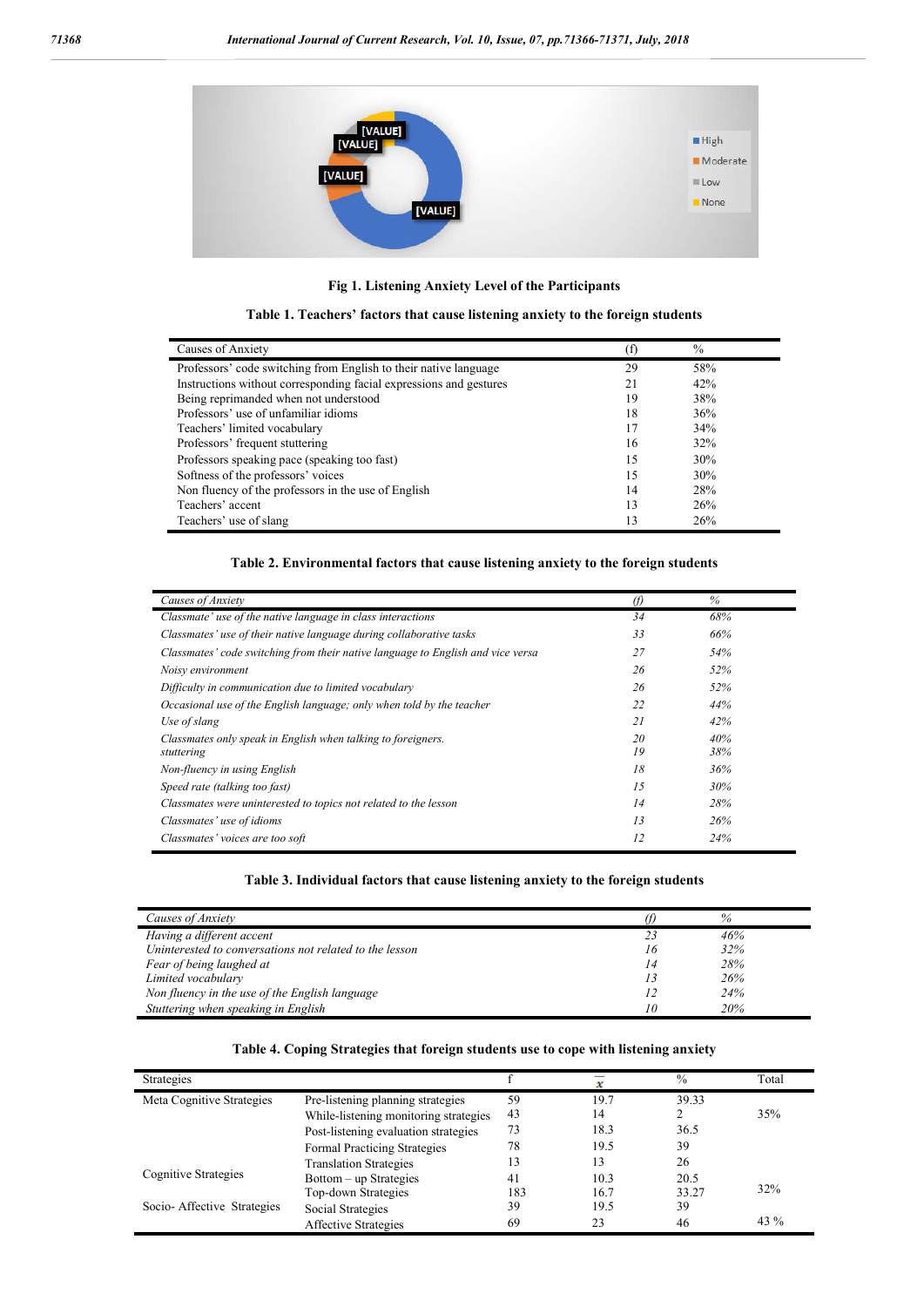**Fig 1. Listening Anxiety Level of the Participants**

**Table 1. Teachers' factors that cause listening anxiety to the foreign students**

| Causes of Anxiety | (f) | % |
|---|---|---|
| Professors' code switching from English to their native language | 29 | 58% |
| Instructions without corresponding facial expressions and gestures | 21 | 42% |
| Being reprimanded when not understood | 19 | 38% |
| Professors' use of unfamiliar idioms | 18 | 36% |
| Teachers' limited vocabulary | 17 | 34% |
| Professors' frequent stuttering | 16 | 32% |
| Professors speaking pace (speaking too fast) | 15 | 30% |
| Softness of the professors' voices | 15 | 30% |
| Non fluency of the professors in the use of English | 14 | 28% |
| Teachers' accent | 13 | 26% |
| Teachers' use of slang | 13 | 26% |

**Table 2. Environmental factors that cause listening anxiety to the foreign students**

| *Causes of Anxiety* | *(f)* | *%* |
|---|---|---|
| *Classmate' use of the native language in class interactions* | *34* | *68%* |
| *Classmates' use of their native language during collaborative tasks* | *33* | *66%* |
| *Classmates' code switching from their native language to English and vice versa* | *27* | *54%* |
| *Noisy environment* | *26* | *52%* |
| *Difficulty in communication due to limited vocabulary* | *26* | *52%* |
| *Occasional use of the English language; only when told by the teacher* | *22* | *44%* |
| *Use of slang* | *21* | *42%* |
| *Classmates only speak in English when talking to foreigners.* | *20* | *40%* |
| *stuttering* | *19* | *38%* |
| *Non-fluency in using English* | *18* | *36%* |
| *Speed rate (talking too fast)* | *15* | *30%* |
| *Classmates were uninterested to topics not related to the lesson* | *14* | *28%* |
| *Classmates' use of idioms* | *13* | *26%* |
| *Classmates' voices are too soft* | *12* | *24%* |

**Table 3. Individual factors that cause listening anxiety to the foreign students**

| *Causes of Anxiety* | *(f)* | *%* |
|---|---|---|
| *Having a different accent* | *23* | *46%* |
| *Uninterested to conversations not related to the lesson* | *16* | *32%* |
| *Fear of being laughed at* | *14* | *28%* |
| *Limited vocabulary* | *13* | *26%* |
| *Non fluency in the use of the English language* | *12* | *24%* |
| *Stuttering when speaking in English* | *10* | *20%* |

**Table 4. Coping Strategies that foreign students use to cope with listening anxiety**

| Strategies | | f | $\bar{x}$ | % | Total |
|---|---|---|---|---|---|
| Meta Cognitive Strategies | Pre-listening planning strategies | 59 | 19.7 | 39.33 | |
| | While-listening monitoring strategies | 43 | 14 | 2 | 35% |
| | Post-listening evaluation strategies | 73 | 18.3 | 36.5 | |
| Cognitive Strategies | Formal Practicing Strategies | 78 | 19.5 | 39 | |
| | Translation Strategies | 13 | 13 | 26 | |
| | Bottom – up Strategies | 41 | 10.3 | 20.5 | |
| | Top-down Strategies | 183 | 16.7 | 33.27 | 32% |
| Socio- Affective Strategies | Social Strategies | 39 | 19.5 | 39 | |
| | Affective Strategies | 69 | 23 | 46 | 43 % |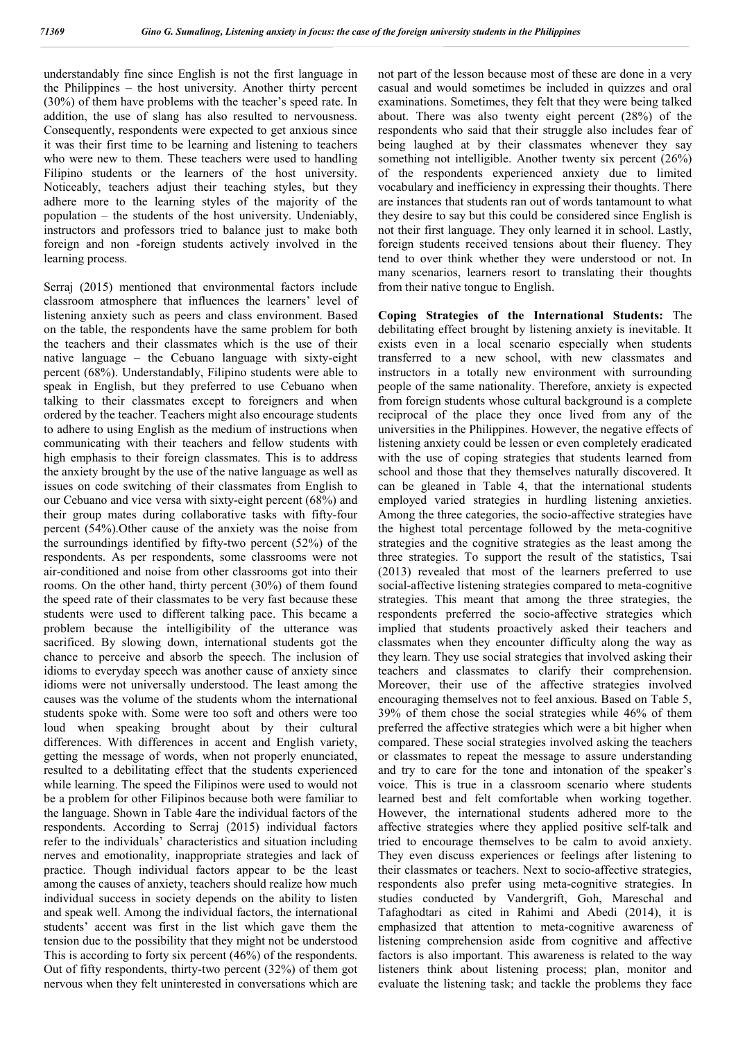understandably fine since English is not the first language in the Philippines – the host university. Another thirty percent (30%) of them have problems with the teacher's speed rate. In addition, the use of slang has also resulted to nervousness. Consequently, respondents were expected to get anxious since it was their first time to be learning and listening to teachers who were new to them. These teachers were used to handling Filipino students or the learners of the host university. Noticeably, teachers adjust their teaching styles, but they adhere more to the learning styles of the majority of the population – the students of the host university. Undeniably, instructors and professors tried to balance just to make both foreign and non -foreign students actively involved in the learning process.

Serraj (2015) mentioned that environmental factors include classroom atmosphere that influences the learners' level of listening anxiety such as peers and class environment. Based on the table, the respondents have the same problem for both the teachers and their classmates which is the use of their native language – the Cebuano language with sixty-eight percent (68%). Understandably, Filipino students were able to speak in English, but they preferred to use Cebuano when talking to their classmates except to foreigners and when ordered by the teacher. Teachers might also encourage students to adhere to using English as the medium of instructions when communicating with their teachers and fellow students with high emphasis to their foreign classmates. This is to address the anxiety brought by the use of the native language as well as issues on code switching of their classmates from English to our Cebuano and vice versa with sixty-eight percent (68%) and their group mates during collaborative tasks with fifty-four percent (54%).Other cause of the anxiety was the noise from the surroundings identified by fifty-two percent (52%) of the respondents. As per respondents, some classrooms were not air-conditioned and noise from other classrooms got into their rooms. On the other hand, thirty percent (30%) of them found the speed rate of their classmates to be very fast because these students were used to different talking pace. This became a problem because the intelligibility of the utterance was sacrificed. By slowing down, international students got the chance to perceive and absorb the speech. The inclusion of idioms to everyday speech was another cause of anxiety since idioms were not universally understood. The least among the causes was the volume of the students whom the international students spoke with. Some were too soft and others were too loud when speaking brought about by their cultural differences. With differences in accent and English variety, getting the message of words, when not properly enunciated, resulted to a debilitating effect that the students experienced while learning. The speed the Filipinos were used to would not be a problem for other Filipinos because both were familiar to the language. Shown in Table 4are the individual factors of the respondents. According to Serraj (2015) individual factors refer to the individuals' characteristics and situation including nerves and emotionality, inappropriate strategies and lack of practice. Though individual factors appear to be the least among the causes of anxiety, teachers should realize how much individual success in society depends on the ability to listen and speak well. Among the individual factors, the international students' accent was first in the list which gave them the tension due to the possibility that they might not be understood This is according to forty six percent (46%) of the respondents. Out of fifty respondents, thirty-two percent (32%) of them got nervous when they felt uninterested in conversations which are not part of the lesson because most of these are done in a very casual and would sometimes be included in quizzes and oral examinations. Sometimes, they felt that they were being talked about. There was also twenty eight percent (28%) of the respondents who said that their struggle also includes fear of being laughed at by their classmates whenever they say something not intelligible. Another twenty six percent (26%) of the respondents experienced anxiety due to limited vocabulary and inefficiency in expressing their thoughts. There are instances that students ran out of words tantamount to what they desire to say but this could be considered since English is not their first language. They only learned it in school. Lastly, foreign students received tensions about their fluency. They tend to over think whether they were understood or not. In many scenarios, learners resort to translating their thoughts from their native tongue to English.

**Coping Strategies of the International Students:** The debilitating effect brought by listening anxiety is inevitable. It exists even in a local scenario especially when students transferred to a new school, with new classmates and instructors in a totally new environment with surrounding people of the same nationality. Therefore, anxiety is expected from foreign students whose cultural background is a complete reciprocal of the place they once lived from any of the universities in the Philippines. However, the negative effects of listening anxiety could be lessen or even completely eradicated with the use of coping strategies that students learned from school and those that they themselves naturally discovered. It can be gleaned in Table 4, that the international students employed varied strategies in hurdling listening anxieties. Among the three categories, the socio-affective strategies have the highest total percentage followed by the meta-cognitive strategies and the cognitive strategies as the least among the three strategies. To support the result of the statistics, Tsai (2013) revealed that most of the learners preferred to use social-affective listening strategies compared to meta-cognitive strategies. This meant that among the three strategies, the respondents preferred the socio-affective strategies which implied that students proactively asked their teachers and classmates when they encounter difficulty along the way as they learn. They use social strategies that involved asking their teachers and classmates to clarify their comprehension. Moreover, their use of the affective strategies involved encouraging themselves not to feel anxious. Based on Table 5, 39% of them chose the social strategies while 46% of them preferred the affective strategies which were a bit higher when compared. These social strategies involved asking the teachers or classmates to repeat the message to assure understanding and try to care for the tone and intonation of the speaker's voice. This is true in a classroom scenario where students learned best and felt comfortable when working together. However, the international students adhered more to the affective strategies where they applied positive self-talk and tried to encourage themselves to be calm to avoid anxiety. They even discuss experiences or feelings after listening to their classmates or teachers. Next to socio-affective strategies, respondents also prefer using meta-cognitive strategies. In studies conducted by Vandergrift, Goh, Mareschal and Tafaghodtari as cited in Rahimi and Abedi (2014), it is emphasized that attention to meta-cognitive awareness of listening comprehension aside from cognitive and affective factors is also important. This awareness is related to the way listeners think about listening process; plan, monitor and evaluate the listening task; and tackle the problems they face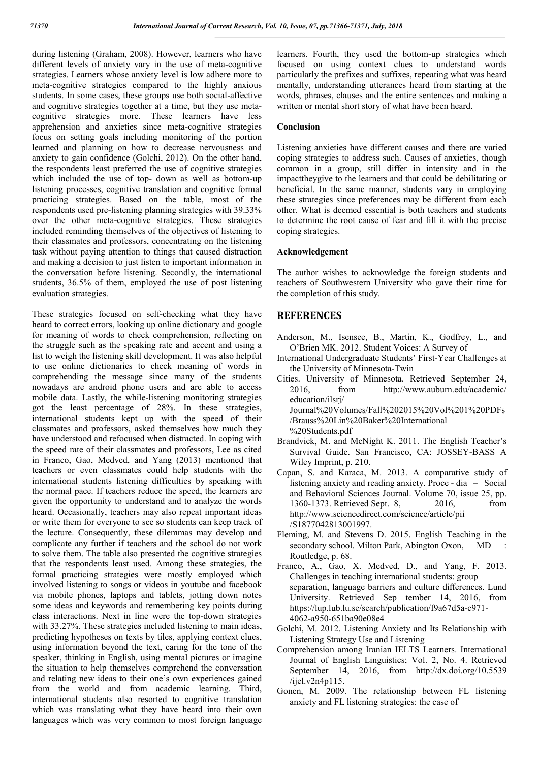during listening (Graham, 2008). However, learners who have different levels of anxiety vary in the use of meta-cognitive strategies. Learners whose anxiety level is low adhere more to meta-cognitive strategies compared to the highly anxious students. In some cases, these groups use both social-affective and cognitive strategies together at a time, but they use meta-cognitive strategies more. These learners have less apprehension and anxieties since meta-cognitive strategies focus on setting goals including monitoring of the portion learned and planning on how to decrease nervousness and anxiety to gain confidence (Golchi, 2012). On the other hand, the respondents least preferred the use of cognitive strategies which included the use of top- down as well as bottom-up listening processes, cognitive translation and cognitive formal practicing strategies. Based on the table, most of the respondents used pre-listening planning strategies with 39.33% over the other meta-cognitive strategies. These strategies included reminding themselves of the objectives of listening to their classmates and professors, concentrating on the listening task without paying attention to things that caused distraction and making a decision to just listen to important information in the conversation before listening. Secondly, the international students, 36.5% of them, employed the use of post listening evaluation strategies.

These strategies focused on self-checking what they have heard to correct errors, looking up online dictionary and google for meaning of words to check comprehension, reflecting on the struggle such as the speaking rate and accent and using a list to weigh the listening skill development. It was also helpful to use online dictionaries to check meaning of words in comprehending the message since many of the students nowadays are android phone users and are able to access mobile data. Lastly, the while-listening monitoring strategies got the least percentage of 28%. In these strategies, international students kept up with the speed of their classmates and professors, asked themselves how much they have understood and refocused when distracted. In coping with the speed rate of their classmates and professors, Lee as cited in Franco, Gao, Medved, and Yang (2013) mentioned that teachers or even classmates could help students with the international students listening difficulties by speaking with the normal pace. If teachers reduce the speed, the learners are given the opportunity to understand and to analyze the words heard. Occasionally, teachers may also repeat important ideas or write them for everyone to see so students can keep track of the lecture. Consequently, these dilemmas may develop and complicate any further if teachers and the school do not work to solve them. The table also presented the cognitive strategies that the respondents least used. Among these strategies, the formal practicing strategies were mostly employed which involved listening to songs or videos in youtube and facebook via mobile phones, laptops and tablets, jotting down notes some ideas and keywords and remembering key points during class interactions. Next in line were the top-down strategies with 33.27%. These strategies included listening to main ideas, predicting hypotheses on texts by tiles, applying context clues, using information beyond the text, caring for the tone of the speaker, thinking in English, using mental pictures or imagine the situation to help themselves comprehend the conversation and relating new ideas to their one's own experiences gained from the world and from academic learning. Third, international students also resorted to cognitive translation which was translating what they have heard into their own languages which was very common to most foreign language learners. Fourth, they used the bottom-up strategies which focused on using context clues to understand words particularly the prefixes and suffixes, repeating what was heard mentally, understanding utterances heard from starting at the words, phrases, clauses and the entire sentences and making a written or mental short story of what have been heard.

## Conclusion

Listening anxieties have different causes and there are varied coping strategies to address such. Causes of anxieties, though common in a group, still differ in intensity and in the impacttheygive to the learners and that could be debilitating or beneficial. In the same manner, students vary in employing these strategies since preferences may be different from each other. What is deemed essential is both teachers and students to determine the root cause of fear and fill it with the precise coping strategies.

## Acknowledgement

The author wishes to acknowledge the foreign students and teachers of Southwestern University who gave their time for the completion of this study.

## REFERENCES

Anderson, M., Isensee, B., Martin, K., Godfrey, L., and O'Brien MK. 2012. Student Voices: A Survey of International Undergraduate Students' First-Year Challenges at the University of Minnesota-Twin Cities. University of Minnesota. Retrieved September 24, 2016, from http://www.auburn.edu/academic/education/ilsrj/Journal%20Volumes/Fall%202015%20Vol%201%20PDFs/Brauss%20Lin%20Baker%20International%20Students.pdf

Brandvick, M. and McNight K. 2011. The English Teacher's Survival Guide. San Francisco, CA: JOSSEY-BASS A Wiley Imprint, p. 210.

Capan, S. and Karaca, M. 2013. A comparative study of listening anxiety and reading anxiety. Proce - dia – Social and Behavioral Sciences Journal. Volume 70, issue 25, pp. 1360-1373. Retrieved Sept. 8, 2016, from http://www.sciencedirect.com/science/article/pii/S1877042813001997.

Fleming, M. and Stevens D. 2015. English Teaching in the secondary school. Milton Park, Abington Oxon, MD : Routledge, p. 68.

Franco, A., Gao, X. Medved, D., and Yang, F. 2013. Challenges in teaching international students: group separation, language barriers and culture differences. Lund University. Retrieved Sep tember 14, 2016, from https://lup.lub.lu.se/search/publication/f9a67d5a-c971-4062-a950-651ba90e08e4

Golchi, M. 2012. Listening Anxiety and Its Relationship with Listening Strategy Use and Listening Comprehension among Iranian IELTS Learners. International Journal of English Linguistics; Vol. 2, No. 4. Retrieved September 14, 2016, from http://dx.doi.org/10.5539/ijel.v2n4p115.

Gonen, M. 2009. The relationship between FL listening anxiety and FL listening strategies: the case of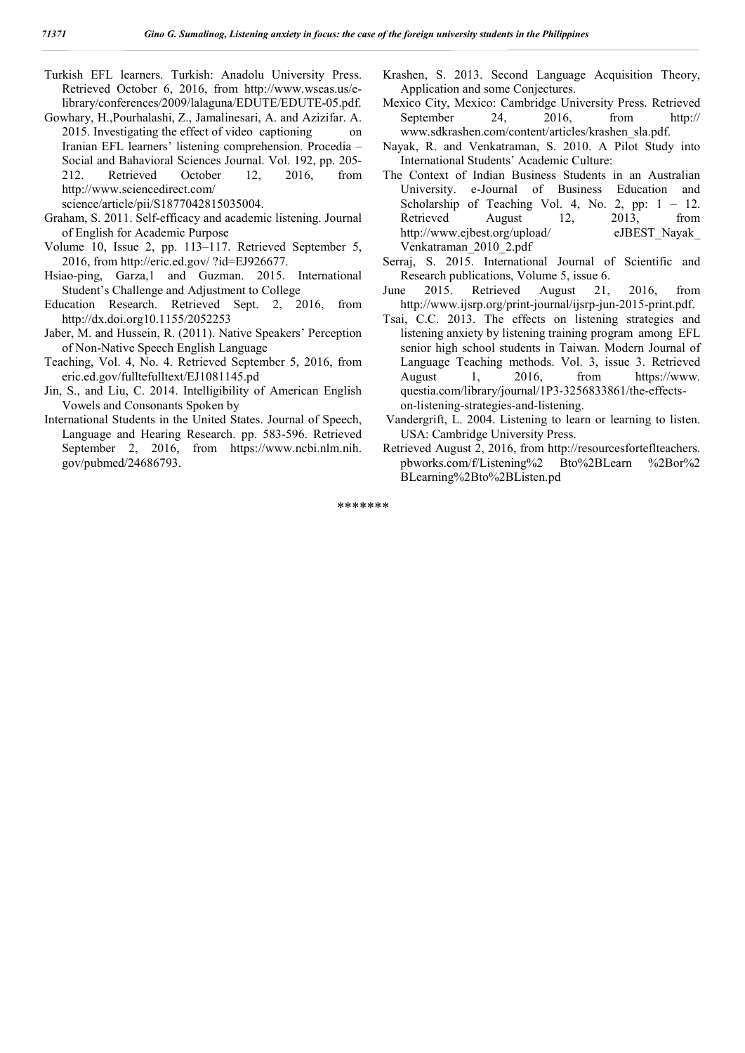Turkish EFL learners. Turkish: Anadolu University Press. Retrieved October 6, 2016, from http://www.wseas.us/e-library/conferences/2009/lalaguna/EDUTE/EDUTE-05.pdf.

Gowhary, H.,Pourhalashi, Z., Jamalinesari, A. and Azizifar. A. 2015. Investigating the effect of video captioning on Iranian EFL learners' listening comprehension. Procedia – Social and Bahavioral Sciences Journal. Vol. 192, pp. 205-212. Retrieved October 12, 2016, from http://www.sciencedirect.com/science/article/pii/S1877042815035004.

Graham, S. 2011. Self-efficacy and academic listening. Journal of English for Academic Purpose

Volume 10, Issue 2, pp. 113–117. Retrieved September 5, 2016, from http://eric.ed.gov/ ?id=EJ926677.

Hsiao-ping, Garza,1 and Guzman. 2015. International Student's Challenge and Adjustment to College

Education Research. Retrieved Sept. 2, 2016, from http://dx.doi.org10.1155/2052253

Jaber, M. and Hussein, R. (2011). Native Speakers' Perception of Non-Native Speech English Language

Teaching, Vol. 4, No. 4. Retrieved September 5, 2016, from eric.ed.gov/fulltefulltext/EJ1081145.pd

Jin, S., and Liu, C. 2014. Intelligibility of American English Vowels and Consonants Spoken by

International Students in the United States. Journal of Speech, Language and Hearing Research. pp. 583-596. Retrieved September 2, 2016, from https://www.ncbi.nlm.nih.gov/pubmed/24686793.

Krashen, S. 2013. Second Language Acquisition Theory, Application and some Conjectures.

Mexico City, Mexico: Cambridge University Press. Retrieved September 24, 2016, from http://www.sdkrashen.com/content/articles/krashen_sla.pdf.

Nayak, R. and Venkatraman, S. 2010. A Pilot Study into International Students' Academic Culture:

The Context of Indian Business Students in an Australian University. e-Journal of Business Education and Scholarship of Teaching Vol. 4, No. 2, pp: 1 – 12. Retrieved August 12, 2013, from http://www.ejbest.org/upload/ eJBEST_Nayak_Venkatraman_2010_2.pdf

Serraj, S. 2015. International Journal of Scientific and Research publications, Volume 5, issue 6.

June 2015. Retrieved August 21, 2016, from http://www.ijsrp.org/print-journal/ijsrp-jun-2015-print.pdf.

Tsai, C.C. 2013. The effects on listening strategies and listening anxiety by listening training program among EFL senior high school students in Taiwan. Modern Journal of Language Teaching methods. Vol. 3, issue 3. Retrieved August 1, 2016, from https://www.questia.com/library/journal/1P3-3256833861/the-effects-on-listening-strategies-and-listening.

Vandergrift, L. 2004. Listening to learn or learning to listen. USA: Cambridge University Press.

Retrieved August 2, 2016, from http://resourcesforteflteachers.pbworks.com/f/Listening%2 Bto%2BLearn %2Bor%2 BLearning%2Bto%2BListen.pd

*******